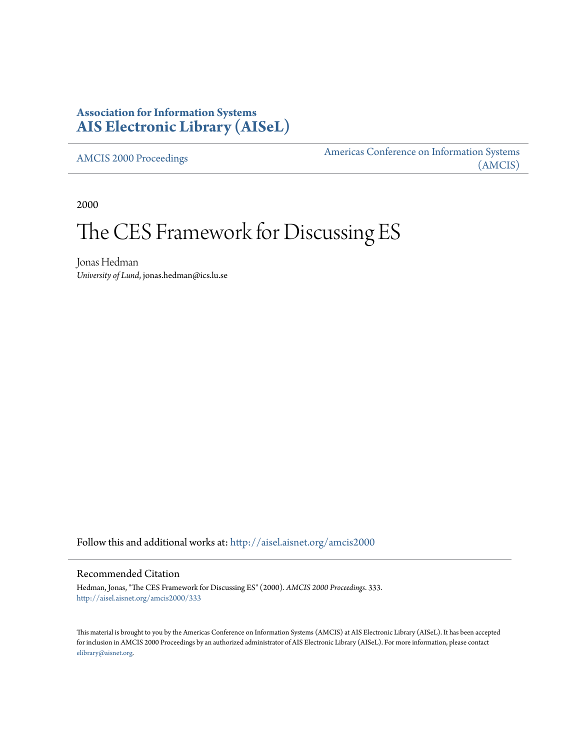# Association for Information Systems
# AIS Electronic Library (AISeL)

AMCIS 2000 Proceedings | Americas Conference on Information Systems (AMCIS)

2000

# The CES Framework for Discussing ES

Jonas Hedman
*University of Lund*, jonas.hedman@ics.lu.se

Follow this and additional works at: http://aisel.aisnet.org/amcis2000

## Recommended Citation

Hedman, Jonas, "The CES Framework for Discussing ES" (2000). *AMCIS 2000 Proceedings*. 333.
http://aisel.aisnet.org/amcis2000/333

This material is brought to you by the Americas Conference on Information Systems (AMCIS) at AIS Electronic Library (AISeL). It has been accepted for inclusion in AMCIS 2000 Proceedings by an authorized administrator of AIS Electronic Library (AISeL). For more information, please contact elibrary@aisnet.org.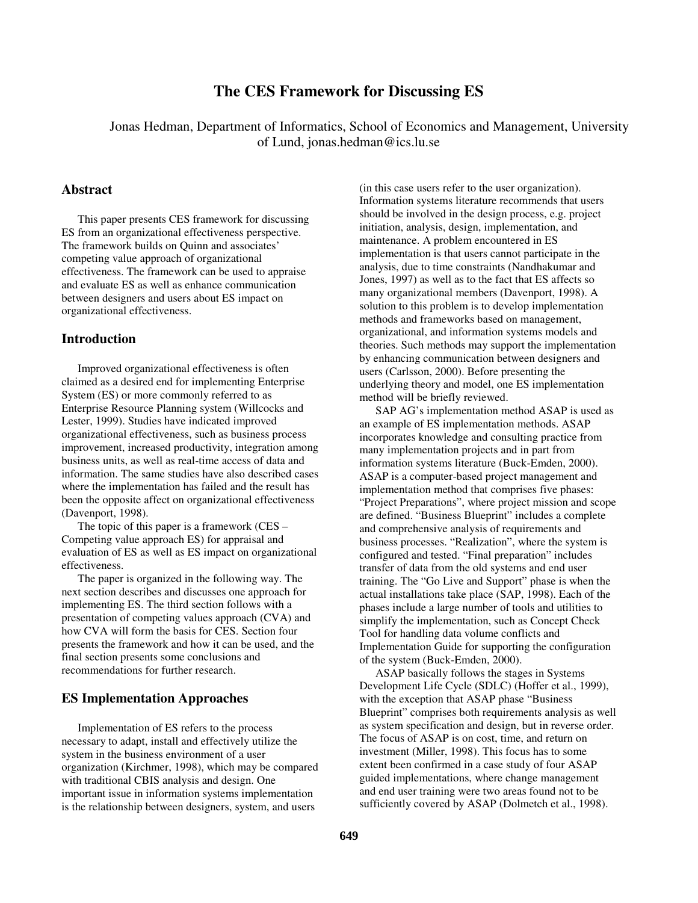# The CES Framework for Discussing ES

Jonas Hedman, Department of Informatics, School of Economics and Management, University of Lund, jonas.hedman@ics.lu.se

## Abstract

This paper presents CES framework for discussing ES from an organizational effectiveness perspective. The framework builds on Quinn and associates' competing value approach of organizational effectiveness. The framework can be used to appraise and evaluate ES as well as enhance communication between designers and users about ES impact on organizational effectiveness.

## Introduction

Improved organizational effectiveness is often claimed as a desired end for implementing Enterprise System (ES) or more commonly referred to as Enterprise Resource Planning system (Willcocks and Lester, 1999). Studies have indicated improved organizational effectiveness, such as business process improvement, increased productivity, integration among business units, as well as real-time access of data and information. The same studies have also described cases where the implementation has failed and the result has been the opposite affect on organizational effectiveness (Davenport, 1998).

The topic of this paper is a framework (CES – Competing value approach ES) for appraisal and evaluation of ES as well as ES impact on organizational effectiveness.

The paper is organized in the following way. The next section describes and discusses one approach for implementing ES. The third section follows with a presentation of competing values approach (CVA) and how CVA will form the basis for CES. Section four presents the framework and how it can be used, and the final section presents some conclusions and recommendations for further research.

## ES Implementation Approaches

Implementation of ES refers to the process necessary to adapt, install and effectively utilize the system in the business environment of a user organization (Kirchmer, 1998), which may be compared with traditional CBIS analysis and design. One important issue in information systems implementation is the relationship between designers, system, and users (in this case users refer to the user organization). Information systems literature recommends that users should be involved in the design process, e.g. project initiation, analysis, design, implementation, and maintenance. A problem encountered in ES implementation is that users cannot participate in the analysis, due to time constraints (Nandhakumar and Jones, 1997) as well as to the fact that ES affects so many organizational members (Davenport, 1998). A solution to this problem is to develop implementation methods and frameworks based on management, organizational, and information systems models and theories. Such methods may support the implementation by enhancing communication between designers and users (Carlsson, 2000). Before presenting the underlying theory and model, one ES implementation method will be briefly reviewed.

SAP AG's implementation method ASAP is used as an example of ES implementation methods. ASAP incorporates knowledge and consulting practice from many implementation projects and in part from information systems literature (Buck-Emden, 2000). ASAP is a computer-based project management and implementation method that comprises five phases: "Project Preparations", where project mission and scope are defined. "Business Blueprint" includes a complete and comprehensive analysis of requirements and business processes. "Realization", where the system is configured and tested. "Final preparation" includes transfer of data from the old systems and end user training. The "Go Live and Support" phase is when the actual installations take place (SAP, 1998). Each of the phases include a large number of tools and utilities to simplify the implementation, such as Concept Check Tool for handling data volume conflicts and Implementation Guide for supporting the configuration of the system (Buck-Emden, 2000).

ASAP basically follows the stages in Systems Development Life Cycle (SDLC) (Hoffer et al., 1999), with the exception that ASAP phase "Business Blueprint" comprises both requirements analysis as well as system specification and design, but in reverse order. The focus of ASAP is on cost, time, and return on investment (Miller, 1998). This focus has to some extent been confirmed in a case study of four ASAP guided implementations, where change management and end user training were two areas found not to be sufficiently covered by ASAP (Dolmetch et al., 1998).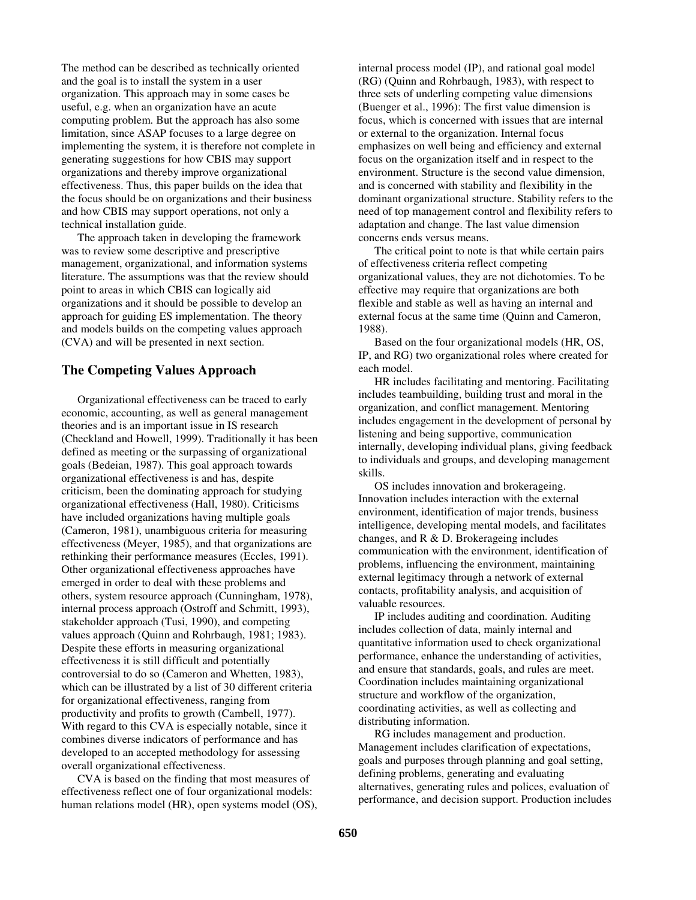The method can be described as technically oriented and the goal is to install the system in a user organization. This approach may in some cases be useful, e.g. when an organization have an acute computing problem. But the approach has also some limitation, since ASAP focuses to a large degree on implementing the system, it is therefore not complete in generating suggestions for how CBIS may support organizations and thereby improve organizational effectiveness. Thus, this paper builds on the idea that the focus should be on organizations and their business and how CBIS may support operations, not only a technical installation guide.

The approach taken in developing the framework was to review some descriptive and prescriptive management, organizational, and information systems literature. The assumptions was that the review should point to areas in which CBIS can logically aid organizations and it should be possible to develop an approach for guiding ES implementation. The theory and models builds on the competing values approach (CVA) and will be presented in next section.

## The Competing Values Approach

Organizational effectiveness can be traced to early economic, accounting, as well as general management theories and is an important issue in IS research (Checkland and Howell, 1999). Traditionally it has been defined as meeting or the surpassing of organizational goals (Bedeian, 1987). This goal approach towards organizational effectiveness is and has, despite criticism, been the dominating approach for studying organizational effectiveness (Hall, 1980). Criticisms have included organizations having multiple goals (Cameron, 1981), unambiguous criteria for measuring effectiveness (Meyer, 1985), and that organizations are rethinking their performance measures (Eccles, 1991). Other organizational effectiveness approaches have emerged in order to deal with these problems and others, system resource approach (Cunningham, 1978), internal process approach (Ostroff and Schmitt, 1993), stakeholder approach (Tusi, 1990), and competing values approach (Quinn and Rohrbaugh, 1981; 1983). Despite these efforts in measuring organizational effectiveness it is still difficult and potentially controversial to do so (Cameron and Whetten, 1983), which can be illustrated by a list of 30 different criteria for organizational effectiveness, ranging from productivity and profits to growth (Cambell, 1977). With regard to this CVA is especially notable, since it combines diverse indicators of performance and has developed to an accepted methodology for assessing overall organizational effectiveness.

CVA is based on the finding that most measures of effectiveness reflect one of four organizational models: human relations model (HR), open systems model (OS), internal process model (IP), and rational goal model (RG) (Quinn and Rohrbaugh, 1983), with respect to three sets of underling competing value dimensions (Buenger et al., 1996): The first value dimension is focus, which is concerned with issues that are internal or external to the organization. Internal focus emphasizes on well being and efficiency and external focus on the organization itself and in respect to the environment. Structure is the second value dimension, and is concerned with stability and flexibility in the dominant organizational structure. Stability refers to the need of top management control and flexibility refers to adaptation and change. The last value dimension concerns ends versus means.

The critical point to note is that while certain pairs of effectiveness criteria reflect competing organizational values, they are not dichotomies. To be effective may require that organizations are both flexible and stable as well as having an internal and external focus at the same time (Quinn and Cameron, 1988).

Based on the four organizational models (HR, OS, IP, and RG) two organizational roles where created for each model.

HR includes facilitating and mentoring. Facilitating includes teambuilding, building trust and moral in the organization, and conflict management. Mentoring includes engagement in the development of personal by listening and being supportive, communication internally, developing individual plans, giving feedback to individuals and groups, and developing management skills.

OS includes innovation and brokerageing. Innovation includes interaction with the external environment, identification of major trends, business intelligence, developing mental models, and facilitates changes, and R & D. Brokerageing includes communication with the environment, identification of problems, influencing the environment, maintaining external legitimacy through a network of external contacts, profitability analysis, and acquisition of valuable resources.

IP includes auditing and coordination. Auditing includes collection of data, mainly internal and quantitative information used to check organizational performance, enhance the understanding of activities, and ensure that standards, goals, and rules are meet. Coordination includes maintaining organizational structure and workflow of the organization, coordinating activities, as well as collecting and distributing information.

RG includes management and production. Management includes clarification of expectations, goals and purposes through planning and goal setting, defining problems, generating and evaluating alternatives, generating rules and polices, evaluation of performance, and decision support. Production includes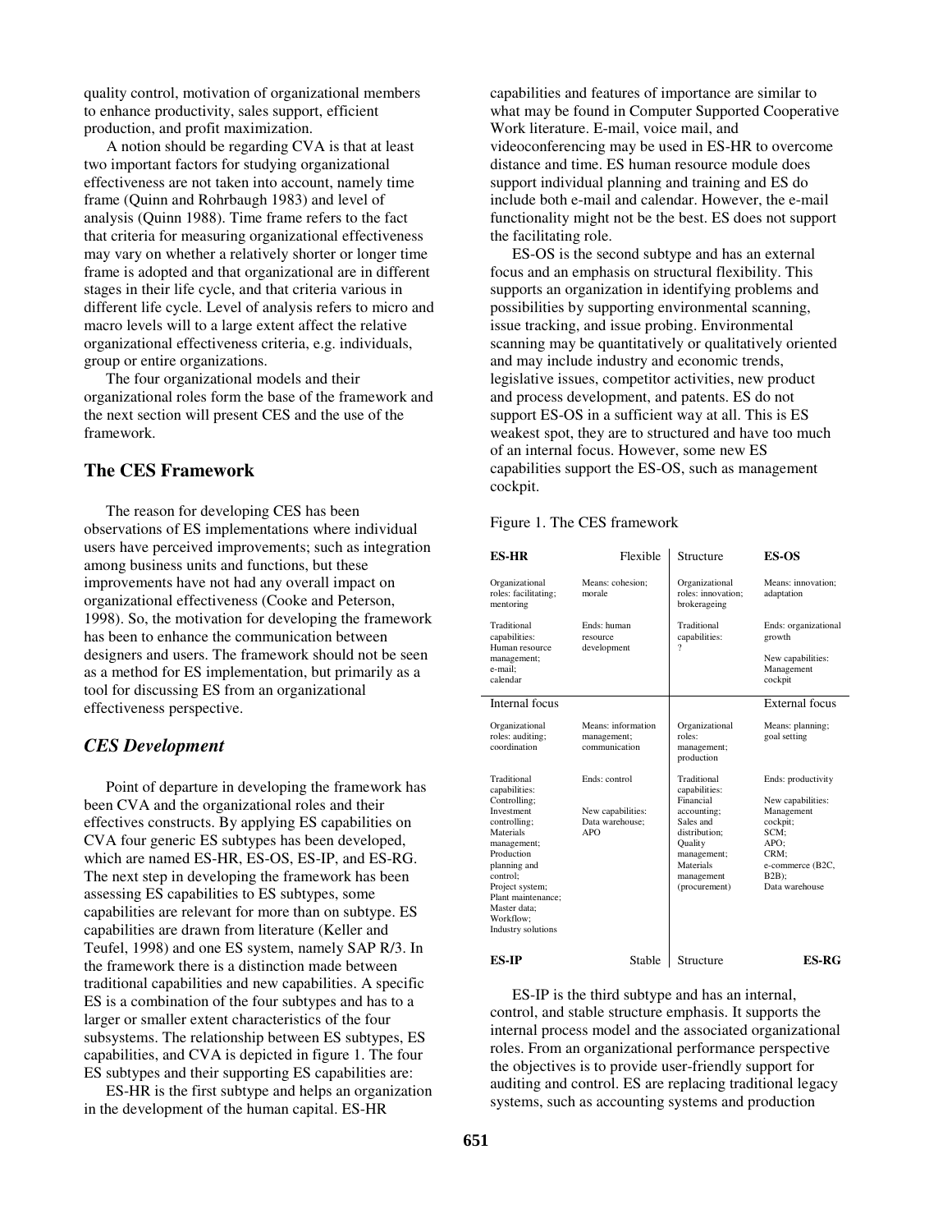quality control, motivation of organizational members to enhance productivity, sales support, efficient production, and profit maximization.

A notion should be regarding CVA is that at least two important factors for studying organizational effectiveness are not taken into account, namely time frame (Quinn and Rohrbaugh 1983) and level of analysis (Quinn 1988). Time frame refers to the fact that criteria for measuring organizational effectiveness may vary on whether a relatively shorter or longer time frame is adopted and that organizational are in different stages in their life cycle, and that criteria various in different life cycle. Level of analysis refers to micro and macro levels will to a large extent affect the relative organizational effectiveness criteria, e.g. individuals, group or entire organizations.

The four organizational models and their organizational roles form the base of the framework and the next section will present CES and the use of the framework.

## The CES Framework

The reason for developing CES has been observations of ES implementations where individual users have perceived improvements; such as integration among business units and functions, but these improvements have not had any overall impact on organizational effectiveness (Cooke and Peterson, 1998). So, the motivation for developing the framework has been to enhance the communication between designers and users. The framework should not be seen as a method for ES implementation, but primarily as a tool for discussing ES from an organizational effectiveness perspective.

### *CES Development*

Point of departure in developing the framework has been CVA and the organizational roles and their effectives constructs. By applying ES capabilities on CVA four generic ES subtypes has been developed, which are named ES-HR, ES-OS, ES-IP, and ES-RG. The next step in developing the framework has been assessing ES capabilities to ES subtypes, some capabilities are relevant for more than on subtype. ES capabilities are drawn from literature (Keller and Teufel, 1998) and one ES system, namely SAP R/3. In the framework there is a distinction made between traditional capabilities and new capabilities. A specific ES is a combination of the four subtypes and has to a larger or smaller extent characteristics of the four subsystems. The relationship between ES subtypes, ES capabilities, and CVA is depicted in figure 1. The four ES subtypes and their supporting ES capabilities are:

ES-HR is the first subtype and helps an organization in the development of the human capital. ES-HR capabilities and features of importance are similar to what may be found in Computer Supported Cooperative Work literature. E-mail, voice mail, and videoconferencing may be used in ES-HR to overcome distance and time. ES human resource module does support individual planning and training and ES do include both e-mail and calendar. However, the e-mail functionality might not be the best. ES does not support the facilitating role.

ES-OS is the second subtype and has an external focus and an emphasis on structural flexibility. This supports an organization in identifying problems and possibilities by supporting environmental scanning, issue tracking, and issue probing. Environmental scanning may be quantitatively or qualitatively oriented and may include industry and economic trends, legislative issues, competitor activities, new product and process development, and patents. ES do not support ES-OS in a sufficient way at all. This is ES weakest spot, they are to structured and have too much of an internal focus. However, some new ES capabilities support the ES-OS, such as management cockpit.

Figure 1. The CES framework

| **ES-HR** | Flexible | Structure | **ES-OS** |
|---|---|---|---|
| Organizational roles: facilitating; mentoring | Means: cohesion; morale | Organizational roles: innovation; brokerageing | Means: innovation; adaptation |
| Traditional capabilities: Human resource management; e-mail; calendar | Ends: human resource development | Traditional capabilities: ? | Ends: organizational growth<br><br>New capabilities: Management cockpit |
| Internal focus | | | External focus |
| Organizational roles: auditing; coordination | Means: information management; communication | Organizational roles: management; production | Means: planning; goal setting |
| Traditional capabilities: Controlling; Investment controlling; Materials management; Production planning and control; Project system; Plant maintenance; Master data; Workflow; Industry solutions | Ends: control<br><br>New capabilities: Data warehouse; APO | Traditional capabilities: Financial accounting; Sales and distribution; Quality management; Materials management (procurement) | Ends: productivity<br><br>New capabilities: Management cockpit; SCM; APO; CRM; e-commerce (B2C, B2B); Data warehouse |
| **ES-IP** | Stable | Structure | **ES-RG** |

ES-IP is the third subtype and has an internal, control, and stable structure emphasis. It supports the internal process model and the associated organizational roles. From an organizational performance perspective the objectives is to provide user-friendly support for auditing and control. ES are replacing traditional legacy systems, such as accounting systems and production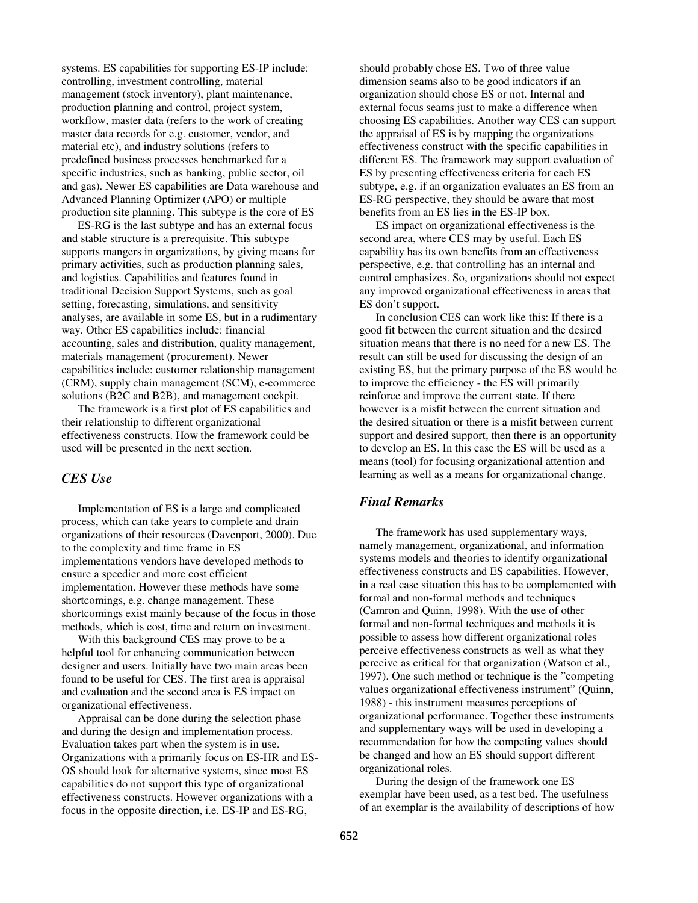systems. ES capabilities for supporting ES-IP include: controlling, investment controlling, material management (stock inventory), plant maintenance, production planning and control, project system, workflow, master data (refers to the work of creating master data records for e.g. customer, vendor, and material etc), and industry solutions (refers to predefined business processes benchmarked for a specific industries, such as banking, public sector, oil and gas). Newer ES capabilities are Data warehouse and Advanced Planning Optimizer (APO) or multiple production site planning. This subtype is the core of ES

ES-RG is the last subtype and has an external focus and stable structure is a prerequisite. This subtype supports mangers in organizations, by giving means for primary activities, such as production planning sales, and logistics. Capabilities and features found in traditional Decision Support Systems, such as goal setting, forecasting, simulations, and sensitivity analyses, are available in some ES, but in a rudimentary way. Other ES capabilities include: financial accounting, sales and distribution, quality management, materials management (procurement). Newer capabilities include: customer relationship management (CRM), supply chain management (SCM), e-commerce solutions (B2C and B2B), and management cockpit.

The framework is a first plot of ES capabilities and their relationship to different organizational effectiveness constructs. How the framework could be used will be presented in the next section.

## *CES Use*

Implementation of ES is a large and complicated process, which can take years to complete and drain organizations of their resources (Davenport, 2000). Due to the complexity and time frame in ES implementations vendors have developed methods to ensure a speedier and more cost efficient implementation. However these methods have some shortcomings, e.g. change management. These shortcomings exist mainly because of the focus in those methods, which is cost, time and return on investment.

With this background CES may prove to be a helpful tool for enhancing communication between designer and users. Initially have two main areas been found to be useful for CES. The first area is appraisal and evaluation and the second area is ES impact on organizational effectiveness.

Appraisal can be done during the selection phase and during the design and implementation process. Evaluation takes part when the system is in use. Organizations with a primarily focus on ES-HR and ES-OS should look for alternative systems, since most ES capabilities do not support this type of organizational effectiveness constructs. However organizations with a focus in the opposite direction, i.e. ES-IP and ES-RG, should probably chose ES. Two of three value dimension seams also to be good indicators if an organization should chose ES or not. Internal and external focus seams just to make a difference when choosing ES capabilities. Another way CES can support the appraisal of ES is by mapping the organizations effectiveness construct with the specific capabilities in different ES. The framework may support evaluation of ES by presenting effectiveness criteria for each ES subtype, e.g. if an organization evaluates an ES from an ES-RG perspective, they should be aware that most benefits from an ES lies in the ES-IP box.

ES impact on organizational effectiveness is the second area, where CES may by useful. Each ES capability has its own benefits from an effectiveness perspective, e.g. that controlling has an internal and control emphasizes. So, organizations should not expect any improved organizational effectiveness in areas that ES don't support.

In conclusion CES can work like this: If there is a good fit between the current situation and the desired situation means that there is no need for a new ES. The result can still be used for discussing the design of an existing ES, but the primary purpose of the ES would be to improve the efficiency - the ES will primarily reinforce and improve the current state. If there however is a misfit between the current situation and the desired situation or there is a misfit between current support and desired support, then there is an opportunity to develop an ES. In this case the ES will be used as a means (tool) for focusing organizational attention and learning as well as a means for organizational change.

## *Final Remarks*

The framework has used supplementary ways, namely management, organizational, and information systems models and theories to identify organizational effectiveness constructs and ES capabilities. However, in a real case situation this has to be complemented with formal and non-formal methods and techniques (Camron and Quinn, 1998). With the use of other formal and non-formal techniques and methods it is possible to assess how different organizational roles perceive effectiveness constructs as well as what they perceive as critical for that organization (Watson et al., 1997). One such method or technique is the "competing values organizational effectiveness instrument" (Quinn, 1988) - this instrument measures perceptions of organizational performance. Together these instruments and supplementary ways will be used in developing a recommendation for how the competing values should be changed and how an ES should support different organizational roles.

During the design of the framework one ES exemplar have been used, as a test bed. The usefulness of an exemplar is the availability of descriptions of how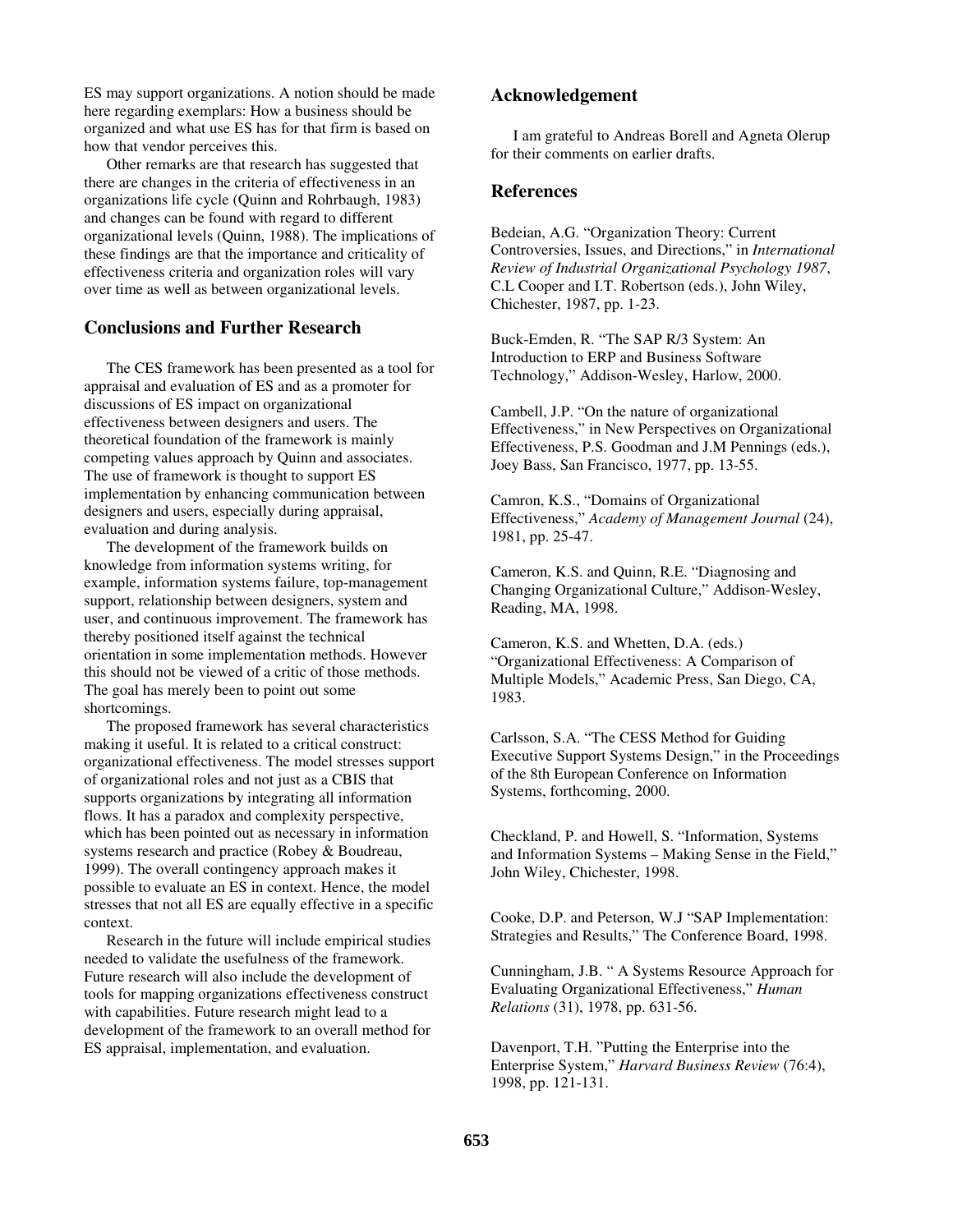ES may support organizations. A notion should be made here regarding exemplars: How a business should be organized and what use ES has for that firm is based on how that vendor perceives this.

Other remarks are that research has suggested that there are changes in the criteria of effectiveness in an organizations life cycle (Quinn and Rohrbaugh, 1983) and changes can be found with regard to different organizational levels (Quinn, 1988). The implications of these findings are that the importance and criticality of effectiveness criteria and organization roles will vary over time as well as between organizational levels.

## Conclusions and Further Research

The CES framework has been presented as a tool for appraisal and evaluation of ES and as a promoter for discussions of ES impact on organizational effectiveness between designers and users. The theoretical foundation of the framework is mainly competing values approach by Quinn and associates. The use of framework is thought to support ES implementation by enhancing communication between designers and users, especially during appraisal, evaluation and during analysis.

The development of the framework builds on knowledge from information systems writing, for example, information systems failure, top-management support, relationship between designers, system and user, and continuous improvement. The framework has thereby positioned itself against the technical orientation in some implementation methods. However this should not be viewed of a critic of those methods. The goal has merely been to point out some shortcomings.

The proposed framework has several characteristics making it useful. It is related to a critical construct: organizational effectiveness. The model stresses support of organizational roles and not just as a CBIS that supports organizations by integrating all information flows. It has a paradox and complexity perspective, which has been pointed out as necessary in information systems research and practice (Robey & Boudreau, 1999). The overall contingency approach makes it possible to evaluate an ES in context. Hence, the model stresses that not all ES are equally effective in a specific context.

Research in the future will include empirical studies needed to validate the usefulness of the framework. Future research will also include the development of tools for mapping organizations effectiveness construct with capabilities. Future research might lead to a development of the framework to an overall method for ES appraisal, implementation, and evaluation.

## Acknowledgement

I am grateful to Andreas Borell and Agneta Olerup for their comments on earlier drafts.

## References

Bedeian, A.G. "Organization Theory: Current Controversies, Issues, and Directions," in *International Review of Industrial Organizational Psychology 1987*, C.L Cooper and I.T. Robertson (eds.), John Wiley, Chichester, 1987, pp. 1-23.

Buck-Emden, R. "The SAP R/3 System: An Introduction to ERP and Business Software Technology," Addison-Wesley, Harlow, 2000.

Cambell, J.P. "On the nature of organizational Effectiveness," in New Perspectives on Organizational Effectiveness, P.S. Goodman and J.M Pennings (eds.), Joey Bass, San Francisco, 1977, pp. 13-55.

Camron, K.S., "Domains of Organizational Effectiveness," *Academy of Management Journal* (24), 1981, pp. 25-47.

Cameron, K.S. and Quinn, R.E. "Diagnosing and Changing Organizational Culture," Addison-Wesley, Reading, MA, 1998.

Cameron, K.S. and Whetten, D.A. (eds.) "Organizational Effectiveness: A Comparison of Multiple Models," Academic Press, San Diego, CA, 1983.

Carlsson, S.A. "The CESS Method for Guiding Executive Support Systems Design," in the Proceedings of the 8th European Conference on Information Systems, forthcoming, 2000.

Checkland, P. and Howell, S. "Information, Systems and Information Systems – Making Sense in the Field," John Wiley, Chichester, 1998.

Cooke, D.P. and Peterson, W.J "SAP Implementation: Strategies and Results," The Conference Board, 1998.

Cunningham, J.B. " A Systems Resource Approach for Evaluating Organizational Effectiveness," *Human Relations* (31), 1978, pp. 631-56.

Davenport, T.H. "Putting the Enterprise into the Enterprise System," *Harvard Business Review* (76:4), 1998, pp. 121-131.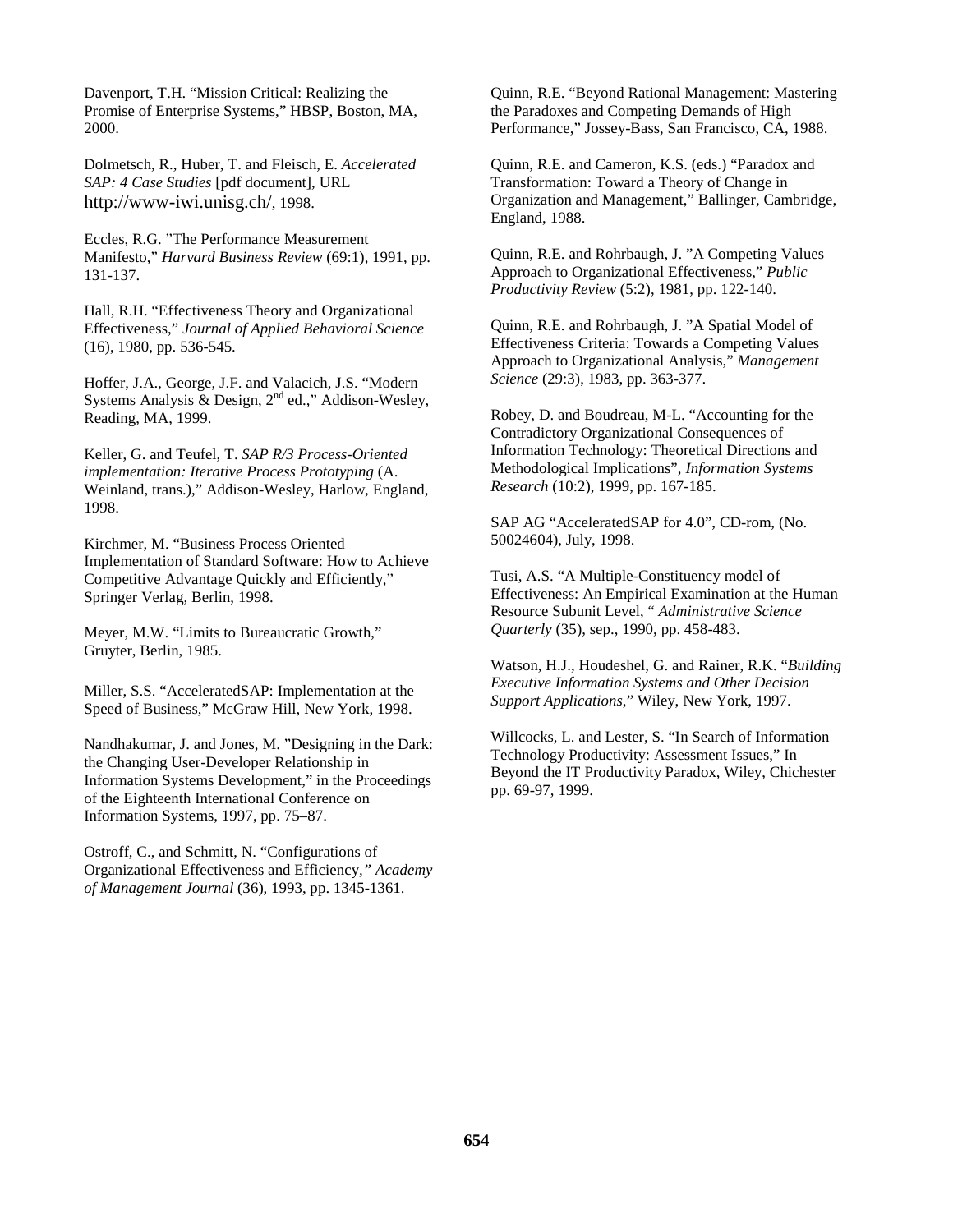Davenport, T.H. "Mission Critical: Realizing the Promise of Enterprise Systems," HBSP, Boston, MA, 2000.

Dolmetsch, R., Huber, T. and Fleisch, E. *Accelerated SAP: 4 Case Studies* [pdf document], URL http://www-iwi.unisg.ch/, 1998.

Eccles, R.G. "The Performance Measurement Manifesto," *Harvard Business Review* (69:1), 1991, pp. 131-137.

Hall, R.H. "Effectiveness Theory and Organizational Effectiveness," *Journal of Applied Behavioral Science* (16), 1980, pp. 536-545.

Hoffer, J.A., George, J.F. and Valacich, J.S. "Modern Systems Analysis & Design, 2nd ed.," Addison-Wesley, Reading, MA, 1999.

Keller, G. and Teufel, T. *SAP R/3 Process-Oriented implementation: Iterative Process Prototyping* (A. Weinland, trans.)," Addison-Wesley, Harlow, England, 1998.

Kirchmer, M. "Business Process Oriented Implementation of Standard Software: How to Achieve Competitive Advantage Quickly and Efficiently," Springer Verlag, Berlin, 1998.

Meyer, M.W. "Limits to Bureaucratic Growth," Gruyter, Berlin, 1985.

Miller, S.S. "AcceleratedSAP: Implementation at the Speed of Business," McGraw Hill, New York, 1998.

Nandhakumar, J. and Jones, M. "Designing in the Dark: the Changing User-Developer Relationship in Information Systems Development," in the Proceedings of the Eighteenth International Conference on Information Systems, 1997, pp. 75–87.

Ostroff, C., and Schmitt, N. "Configurations of Organizational Effectiveness and Efficiency," *Academy of Management Journal* (36), 1993, pp. 1345-1361.

Quinn, R.E. "Beyond Rational Management: Mastering the Paradoxes and Competing Demands of High Performance," Jossey-Bass, San Francisco, CA, 1988.

Quinn, R.E. and Cameron, K.S. (eds.) "Paradox and Transformation: Toward a Theory of Change in Organization and Management," Ballinger, Cambridge, England, 1988.

Quinn, R.E. and Rohrbaugh, J. "A Competing Values Approach to Organizational Effectiveness," *Public Productivity Review* (5:2), 1981, pp. 122-140.

Quinn, R.E. and Rohrbaugh, J. "A Spatial Model of Effectiveness Criteria: Towards a Competing Values Approach to Organizational Analysis," *Management Science* (29:3), 1983, pp. 363-377.

Robey, D. and Boudreau, M-L. "Accounting for the Contradictory Organizational Consequences of Information Technology: Theoretical Directions and Methodological Implications", *Information Systems Research* (10:2), 1999, pp. 167-185.

SAP AG "AcceleratedSAP for 4.0", CD-rom, (No. 50024604), July, 1998.

Tusi, A.S. "A Multiple-Constituency model of Effectiveness: An Empirical Examination at the Human Resource Subunit Level, " *Administrative Science Quarterly* (35), sep., 1990, pp. 458-483.

Watson, H.J., Houdeshel, G. and Rainer, R.K. "*Building Executive Information Systems and Other Decision Support Applications*," Wiley, New York, 1997.

Willcocks, L. and Lester, S. "In Search of Information Technology Productivity: Assessment Issues," In Beyond the IT Productivity Paradox, Wiley, Chichester pp. 69-97, 1999.